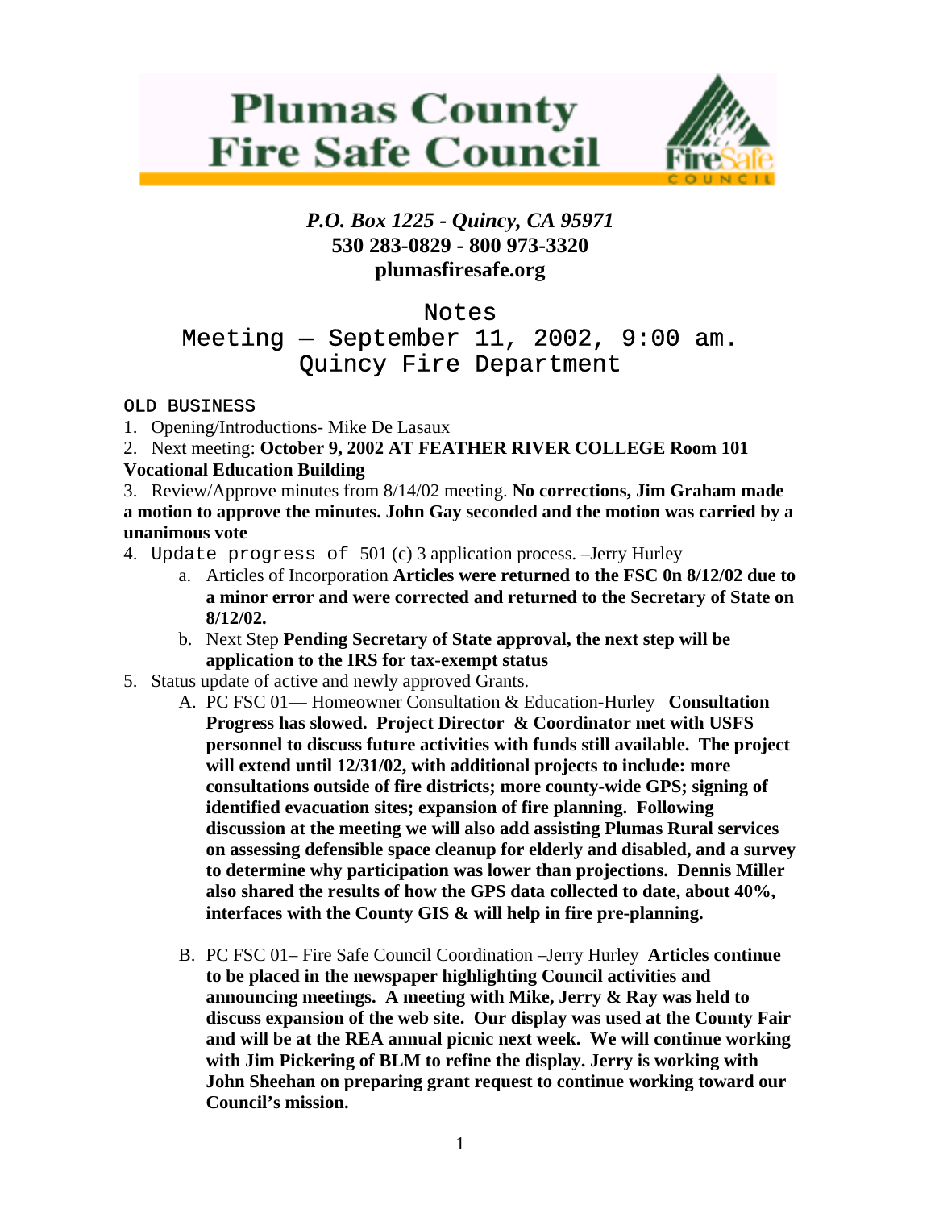# Plumas County Fire Safe Council

***P.O. Box 1225 - Quincy, CA 95971***
**530 283-0829 - 800 973-3320**
**plumasfiresafe.org**

## Notes
## Meeting — September 11, 2002, 9:00 am.
## Quincy Fire Department

OLD BUSINESS

1. Opening/Introductions- Mike De Lasaux
2. Next meeting: **October 9, 2002 AT FEATHER RIVER COLLEGE Room 101 Vocational Education Building**
3. Review/Approve minutes from 8/14/02 meeting. **No corrections, Jim Graham made a motion to approve the minutes. John Gay seconded and the motion was carried by a unanimous vote**
4. Update progress of 501 (c) 3 application process. –Jerry Hurley
   a. Articles of Incorporation **Articles were returned to the FSC 0n 8/12/02 due to a minor error and were corrected and returned to the Secretary of State on 8/12/02.**
   b. Next Step **Pending Secretary of State approval, the next step will be application to the IRS for tax-exempt status**
5. Status update of active and newly approved Grants.
   A. PC FSC 01— Homeowner Consultation & Education-Hurley **Consultation Progress has slowed. Project Director & Coordinator met with USFS personnel to discuss future activities with funds still available. The project will extend until 12/31/02, with additional projects to include: more consultations outside of fire districts; more county-wide GPS; signing of identified evacuation sites; expansion of fire planning. Following discussion at the meeting we will also add assisting Plumas Rural services on assessing defensible space cleanup for elderly and disabled, and a survey to determine why participation was lower than projections. Dennis Miller also shared the results of how the GPS data collected to date, about 40%, interfaces with the County GIS & will help in fire pre-planning.**

   B. PC FSC 01– Fire Safe Council Coordination –Jerry Hurley **Articles continue to be placed in the newspaper highlighting Council activities and announcing meetings. A meeting with Mike, Jerry & Ray was held to discuss expansion of the web site. Our display was used at the County Fair and will be at the REA annual picnic next week. We will continue working with Jim Pickering of BLM to refine the display. Jerry is working with John Sheehan on preparing grant request to continue working toward our Council's mission.**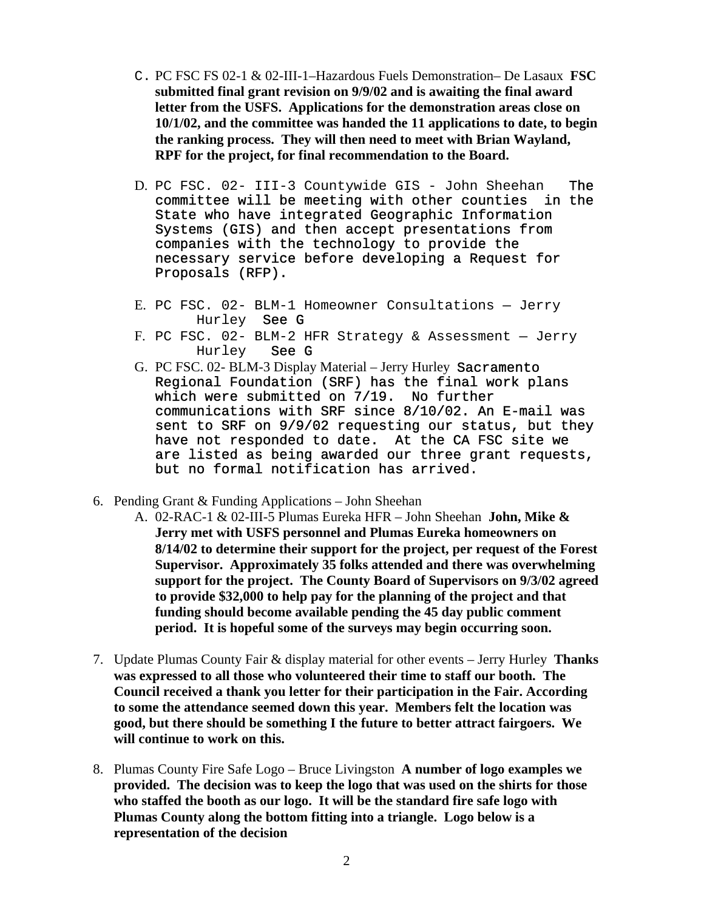C. PC FSC FS 02-1 & 02-III-1–Hazardous Fuels Demonstration– De Lasaux **FSC submitted final grant revision on 9/9/02 and is awaiting the final award letter from the USFS. Applications for the demonstration areas close on 10/1/02, and the committee was handed the 11 applications to date, to begin the ranking process. They will then need to meet with Brian Wayland, RPF for the project, for final recommendation to the Board.**

D. PC FSC. 02- III-3 Countywide GIS - John Sheehan The committee will be meeting with other counties in the State who have integrated Geographic Information Systems (GIS) and then accept presentations from companies with the technology to provide the necessary service before developing a Request for Proposals (RFP).

E. PC FSC. 02- BLM-1 Homeowner Consultations — Jerry Hurley See G

F. PC FSC. 02- BLM-2 HFR Strategy & Assessment — Jerry Hurley See G

G. PC FSC. 02- BLM-3 Display Material – Jerry Hurley Sacramento Regional Foundation (SRF) has the final work plans which were submitted on 7/19. No further communications with SRF since 8/10/02. An E-mail was sent to SRF on 9/9/02 requesting our status, but they have not responded to date. At the CA FSC site we are listed as being awarded our three grant requests, but no formal notification has arrived.

6. Pending Grant & Funding Applications – John Sheehan
   A. 02-RAC-1 & 02-III-5 Plumas Eureka HFR – John Sheehan **John, Mike & Jerry met with USFS personnel and Plumas Eureka homeowners on 8/14/02 to determine their support for the project, per request of the Forest Supervisor. Approximately 35 folks attended and there was overwhelming support for the project. The County Board of Supervisors on 9/3/02 agreed to provide $32,000 to help pay for the planning of the project and that funding should become available pending the 45 day public comment period. It is hopeful some of the surveys may begin occurring soon.**

7. Update Plumas County Fair & display material for other events – Jerry Hurley **Thanks was expressed to all those who volunteered their time to staff our booth. The Council received a thank you letter for their participation in the Fair. According to some the attendance seemed down this year. Members felt the location was good, but there should be something I the future to better attract fairgoers. We will continue to work on this.**

8. Plumas County Fire Safe Logo – Bruce Livingston **A number of logo examples we provided. The decision was to keep the logo that was used on the shirts for those who staffed the booth as our logo. It will be the standard fire safe logo with Plumas County along the bottom fitting into a triangle. Logo below is a representation of the decision**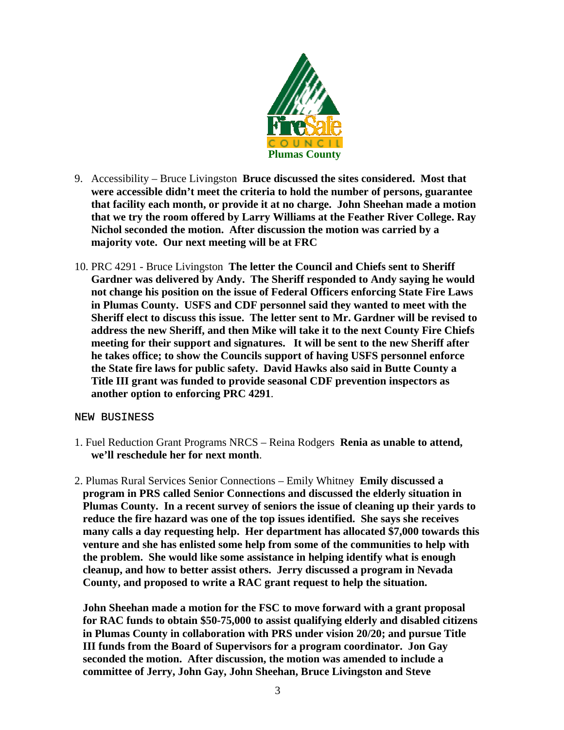9. Accessibility – Bruce Livingston **Bruce discussed the sites considered. Most that were accessible didn't meet the criteria to hold the number of persons, guarantee that facility each month, or provide it at no charge. John Sheehan made a motion that we try the room offered by Larry Williams at the Feather River College. Ray Nichol seconded the motion. After discussion the motion was carried by a majority vote. Our next meeting will be at FRC**

10. PRC 4291 - Bruce Livingston **The letter the Council and Chiefs sent to Sheriff Gardner was delivered by Andy. The Sheriff responded to Andy saying he would not change his position on the issue of Federal Officers enforcing State Fire Laws in Plumas County. USFS and CDF personnel said they wanted to meet with the Sheriff elect to discuss this issue. The letter sent to Mr. Gardner will be revised to address the new Sheriff, and then Mike will take it to the next County Fire Chiefs meeting for their support and signatures. It will be sent to the new Sheriff after he takes office; to show the Councils support of having USFS personnel enforce the State fire laws for public safety. David Hawks also said in Butte County a Title III grant was funded to provide seasonal CDF prevention inspectors as another option to enforcing PRC 4291**.

NEW BUSINESS

1. Fuel Reduction Grant Programs NRCS – Reina Rodgers **Renia as unable to attend, we'll reschedule her for next month**.

2. Plumas Rural Services Senior Connections – Emily Whitney **Emily discussed a program in PRS called Senior Connections and discussed the elderly situation in Plumas County. In a recent survey of seniors the issue of cleaning up their yards to reduce the fire hazard was one of the top issues identified. She says she receives many calls a day requesting help. Her department has allocated $7,000 towards this venture and she has enlisted some help from some of the communities to help with the problem. She would like some assistance in helping identify what is enough cleanup, and how to better assist others. Jerry discussed a program in Nevada County, and proposed to write a RAC grant request to help the situation.**

   **John Sheehan made a motion for the FSC to move forward with a grant proposal for RAC funds to obtain $50-75,000 to assist qualifying elderly and disabled citizens in Plumas County in collaboration with PRS under vision 20/20; and pursue Title III funds from the Board of Supervisors for a program coordinator. Jon Gay seconded the motion. After discussion, the motion was amended to include a committee of Jerry, John Gay, John Sheehan, Bruce Livingston and Steve**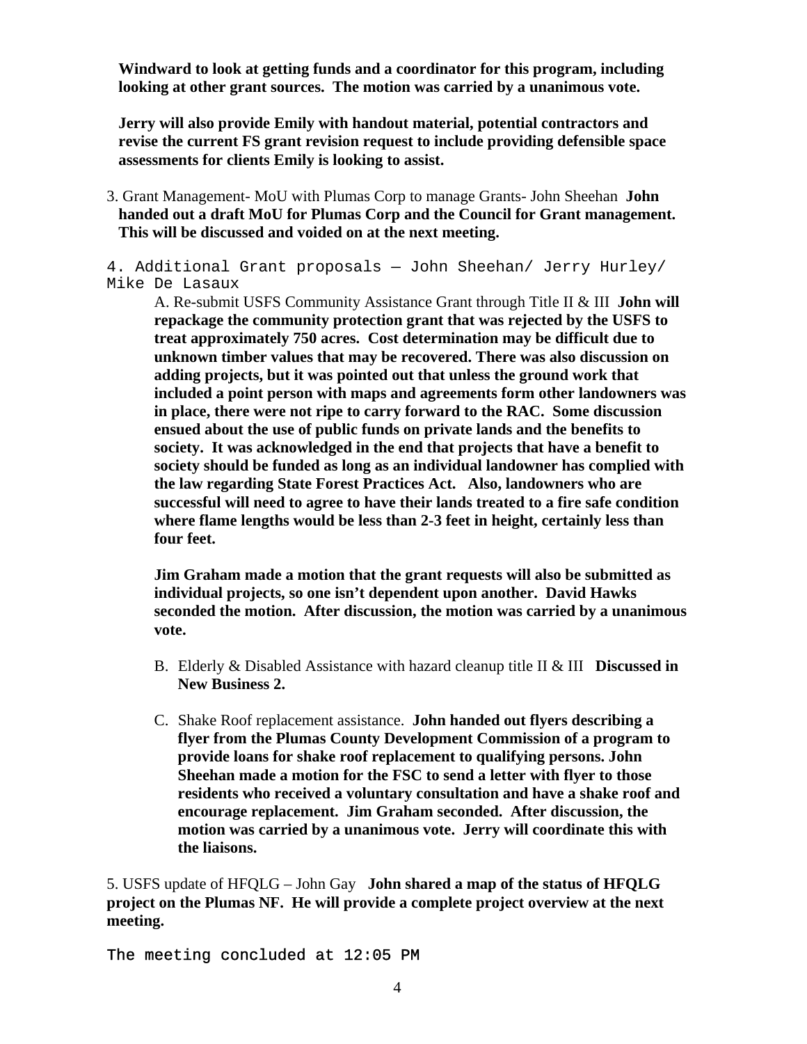**Windward to look at getting funds and a coordinator for this program, including looking at other grant sources. The motion was carried by a unanimous vote.**

**Jerry will also provide Emily with handout material, potential contractors and revise the current FS grant revision request to include providing defensible space assessments for clients Emily is looking to assist.**

3. Grant Management- MoU with Plumas Corp to manage Grants- John Sheehan **John handed out a draft MoU for Plumas Corp and the Council for Grant management. This will be discussed and voided on at the next meeting.**

4. Additional Grant proposals – John Sheehan/ Jerry Hurley/ Mike De Lasaux

A. Re-submit USFS Community Assistance Grant through Title II & III **John will repackage the community protection grant that was rejected by the USFS to treat approximately 750 acres. Cost determination may be difficult due to unknown timber values that may be recovered. There was also discussion on adding projects, but it was pointed out that unless the ground work that included a point person with maps and agreements form other landowners was in place, there were not ripe to carry forward to the RAC. Some discussion ensued about the use of public funds on private lands and the benefits to society. It was acknowledged in the end that projects that have a benefit to society should be funded as long as an individual landowner has complied with the law regarding State Forest Practices Act. Also, landowners who are successful will need to agree to have their lands treated to a fire safe condition where flame lengths would be less than 2-3 feet in height, certainly less than four feet.**

**Jim Graham made a motion that the grant requests will also be submitted as individual projects, so one isn't dependent upon another. David Hawks seconded the motion. After discussion, the motion was carried by a unanimous vote.**

B. Elderly & Disabled Assistance with hazard cleanup title II & III **Discussed in New Business 2.**

C. Shake Roof replacement assistance. **John handed out flyers describing a flyer from the Plumas County Development Commission of a program to provide loans for shake roof replacement to qualifying persons. John Sheehan made a motion for the FSC to send a letter with flyer to those residents who received a voluntary consultation and have a shake roof and encourage replacement. Jim Graham seconded. After discussion, the motion was carried by a unanimous vote. Jerry will coordinate this with the liaisons.**

5. USFS update of HFQLG – John Gay **John shared a map of the status of HFQLG project on the Plumas NF. He will provide a complete project overview at the next meeting.**

The meeting concluded at 12:05 PM